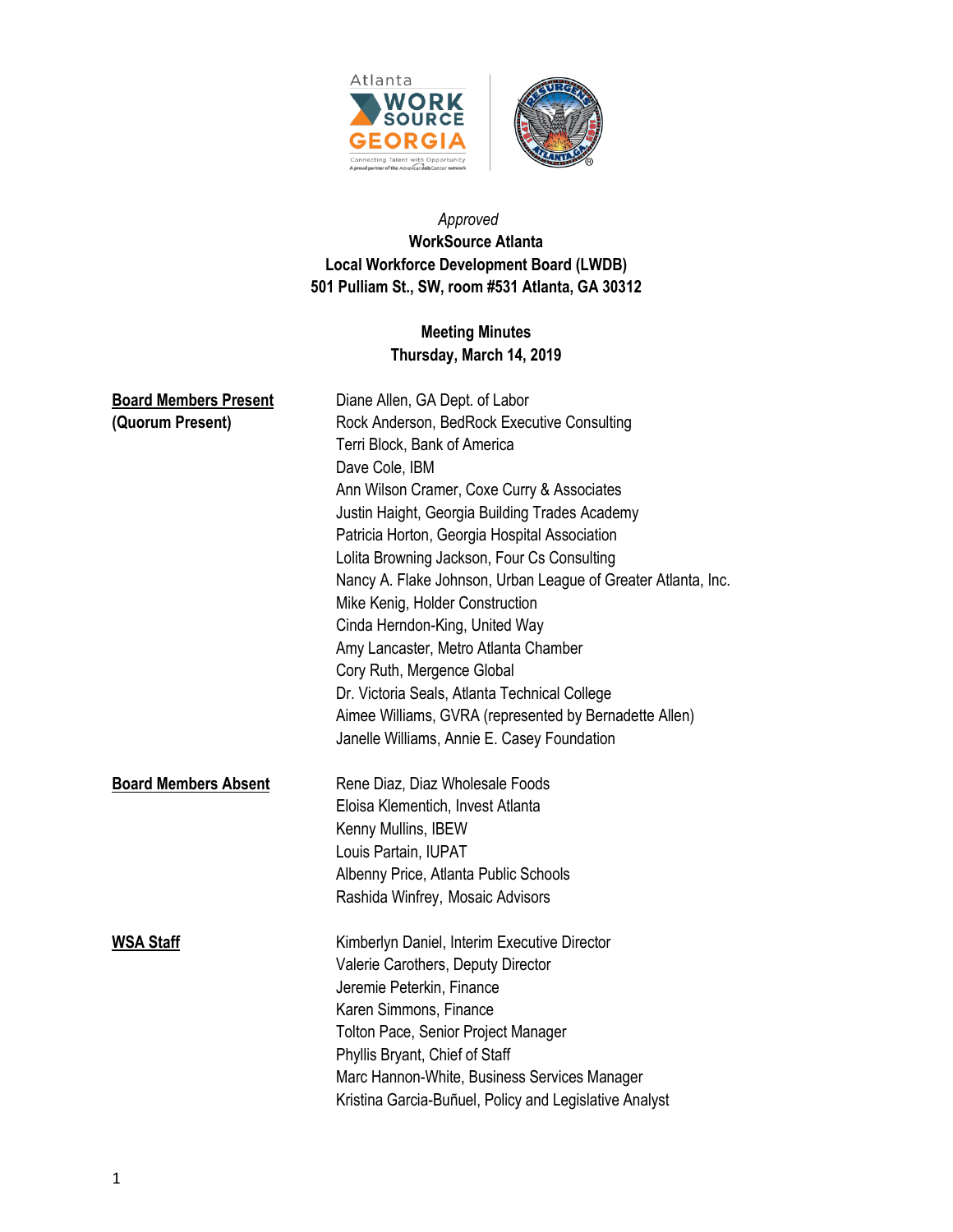*Approved*

**WorkSource Atlanta**
**Local Workforce Development Board (LWDB)**
**501 Pulliam St., SW, room #531 Atlanta, GA 30312**

**Meeting Minutes**
**Thursday, March 14, 2019**

**Board Members Present (Quorum Present)**

Diane Allen, GA Dept. of Labor
Rock Anderson, BedRock Executive Consulting
Terri Block, Bank of America
Dave Cole, IBM
Ann Wilson Cramer, Coxe Curry & Associates
Justin Haight, Georgia Building Trades Academy
Patricia Horton, Georgia Hospital Association
Lolita Browning Jackson, Four Cs Consulting
Nancy A. Flake Johnson, Urban League of Greater Atlanta, Inc.
Mike Kenig, Holder Construction
Cinda Herndon-King, United Way
Amy Lancaster, Metro Atlanta Chamber
Cory Ruth, Mergence Global
Dr. Victoria Seals, Atlanta Technical College
Aimee Williams, GVRA (represented by Bernadette Allen)
Janelle Williams, Annie E. Casey Foundation

**Board Members Absent**

Rene Diaz, Diaz Wholesale Foods
Eloisa Klementich, Invest Atlanta
Kenny Mullins, IBEW
Louis Partain, IUPAT
Albenny Price, Atlanta Public Schools
Rashida Winfrey, Mosaic Advisors

**WSA Staff**

Kimberlyn Daniel, Interim Executive Director
Valerie Carothers, Deputy Director
Jeremie Peterkin, Finance
Karen Simmons, Finance
Tolton Pace, Senior Project Manager
Phyllis Bryant, Chief of Staff
Marc Hannon-White, Business Services Manager
Kristina Garcia-Buñuel, Policy and Legislative Analyst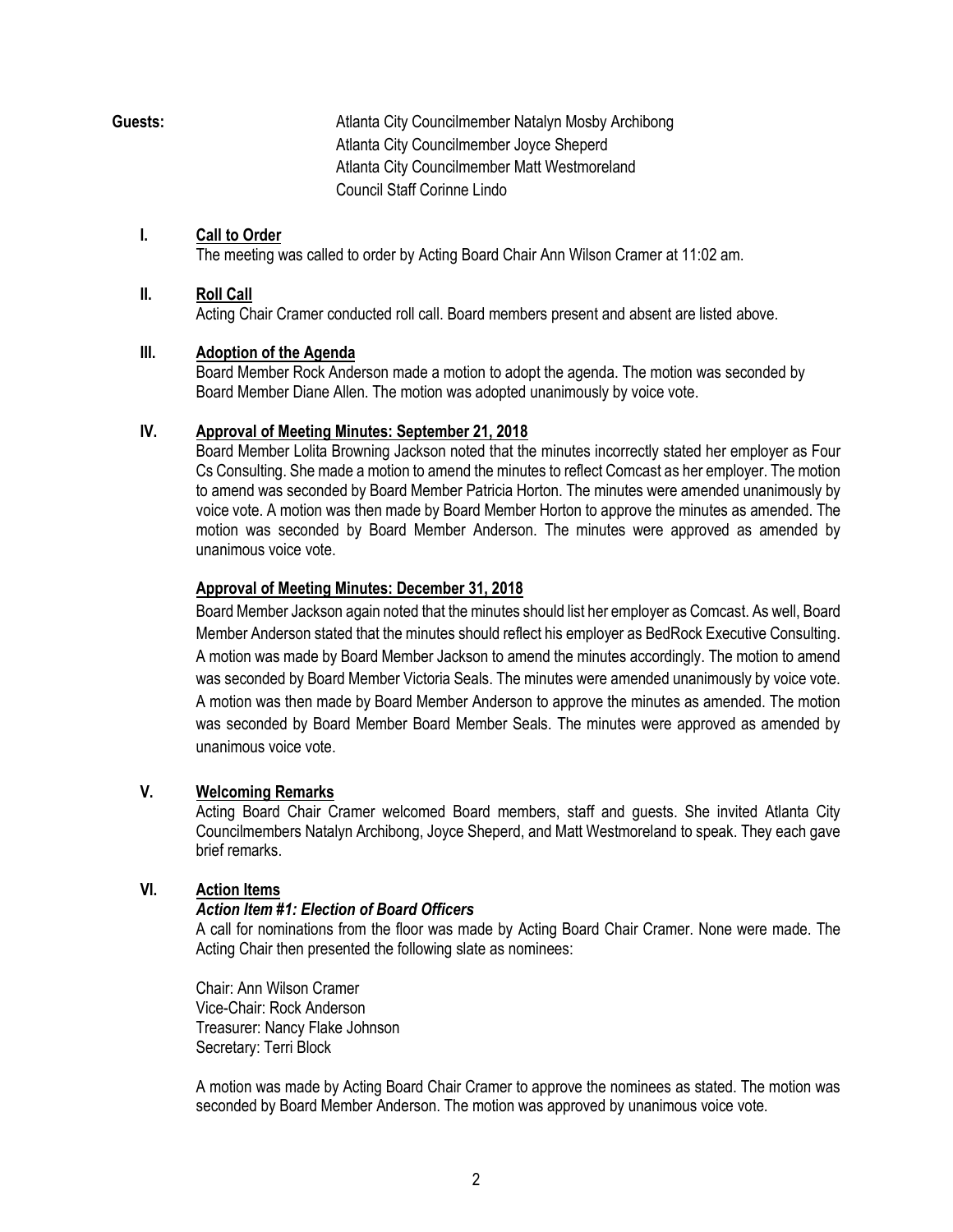**Guests:** Atlanta City Councilmember Natalyn Mosby Archibong
Atlanta City Councilmember Joyce Sheperd
Atlanta City Councilmember Matt Westmoreland
Council Staff Corinne Lindo

## I. Call to Order

The meeting was called to order by Acting Board Chair Ann Wilson Cramer at 11:02 am.

## II. Roll Call

Acting Chair Cramer conducted roll call. Board members present and absent are listed above.

## III. Adoption of the Agenda

Board Member Rock Anderson made a motion to adopt the agenda. The motion was seconded by Board Member Diane Allen. The motion was adopted unanimously by voice vote.

## IV. Approval of Meeting Minutes: September 21, 2018

Board Member Lolita Browning Jackson noted that the minutes incorrectly stated her employer as Four Cs Consulting. She made a motion to amend the minutes to reflect Comcast as her employer. The motion to amend was seconded by Board Member Patricia Horton. The minutes were amended unanimously by voice vote. A motion was then made by Board Member Horton to approve the minutes as amended. The motion was seconded by Board Member Anderson. The minutes were approved as amended by unanimous voice vote.

### Approval of Meeting Minutes: December 31, 2018

Board Member Jackson again noted that the minutes should list her employer as Comcast. As well, Board Member Anderson stated that the minutes should reflect his employer as BedRock Executive Consulting. A motion was made by Board Member Jackson to amend the minutes accordingly. The motion to amend was seconded by Board Member Victoria Seals. The minutes were amended unanimously by voice vote. A motion was then made by Board Member Anderson to approve the minutes as amended. The motion was seconded by Board Member Board Member Seals. The minutes were approved as amended by unanimous voice vote.

## V. Welcoming Remarks

Acting Board Chair Cramer welcomed Board members, staff and guests. She invited Atlanta City Councilmembers Natalyn Archibong, Joyce Sheperd, and Matt Westmoreland to speak. They each gave brief remarks.

## VI. Action Items

***Action Item #1: Election of Board Officers***

A call for nominations from the floor was made by Acting Board Chair Cramer. None were made. The Acting Chair then presented the following slate as nominees:

Chair: Ann Wilson Cramer
Vice-Chair: Rock Anderson
Treasurer: Nancy Flake Johnson
Secretary: Terri Block

A motion was made by Acting Board Chair Cramer to approve the nominees as stated. The motion was seconded by Board Member Anderson. The motion was approved by unanimous voice vote.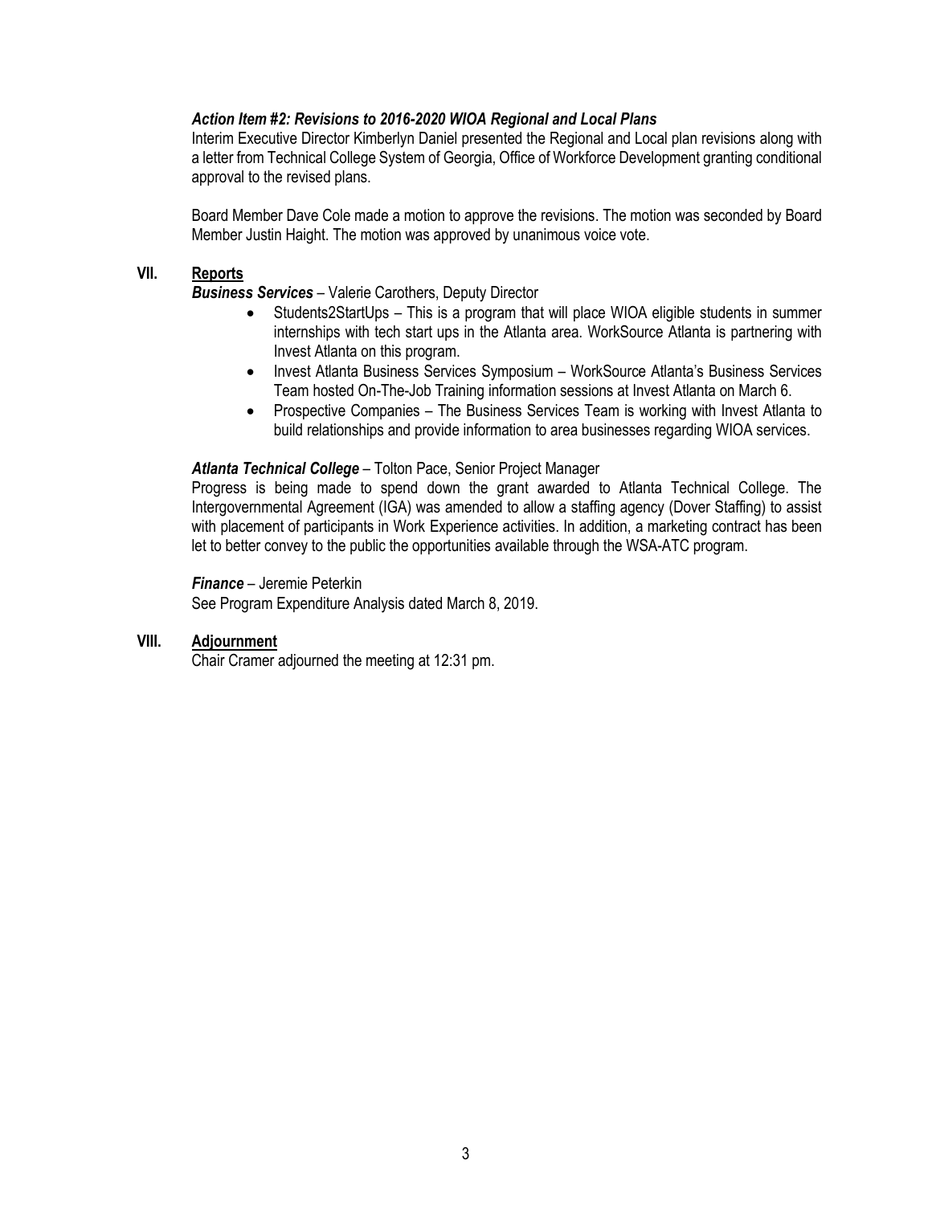***Action Item #2: Revisions to 2016-2020 WIOA Regional and Local Plans***

Interim Executive Director Kimberlyn Daniel presented the Regional and Local plan revisions along with a letter from Technical College System of Georgia, Office of Workforce Development granting conditional approval to the revised plans.

Board Member Dave Cole made a motion to approve the revisions. The motion was seconded by Board Member Justin Haight. The motion was approved by unanimous voice vote.

## VII. Reports

***Business Services*** – Valerie Carothers, Deputy Director

- Students2StartUps – This is a program that will place WIOA eligible students in summer internships with tech start ups in the Atlanta area. WorkSource Atlanta is partnering with Invest Atlanta on this program.
- Invest Atlanta Business Services Symposium – WorkSource Atlanta's Business Services Team hosted On-The-Job Training information sessions at Invest Atlanta on March 6.
- Prospective Companies – The Business Services Team is working with Invest Atlanta to build relationships and provide information to area businesses regarding WIOA services.

***Atlanta Technical College*** – Tolton Pace, Senior Project Manager

Progress is being made to spend down the grant awarded to Atlanta Technical College. The Intergovernmental Agreement (IGA) was amended to allow a staffing agency (Dover Staffing) to assist with placement of participants in Work Experience activities. In addition, a marketing contract has been let to better convey to the public the opportunities available through the WSA-ATC program.

***Finance*** – Jeremie Peterkin

See Program Expenditure Analysis dated March 8, 2019.

## VIII. Adjournment

Chair Cramer adjourned the meeting at 12:31 pm.